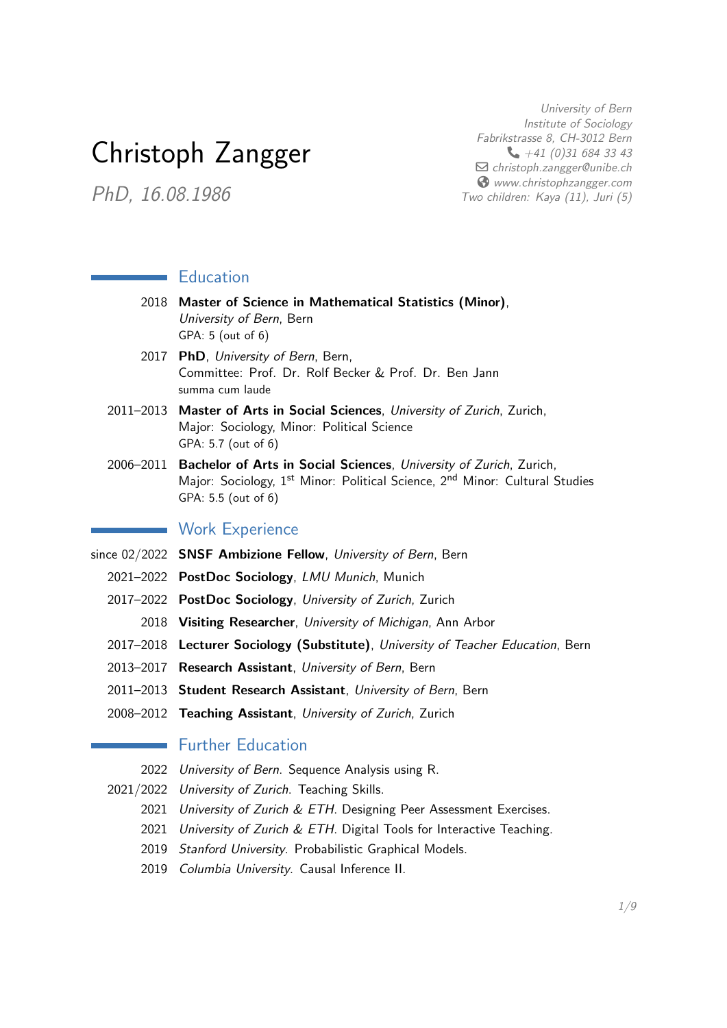# Christoph Zangger

*PhD, 16.08.1986*

*University of Bern*
*Institute of Sociology*
*Fabrikstrasse 8, CH-3012 Bern*
*+41 (0)31 684 33 43*
*christoph.zangger@unibe.ch*
*www.christophzangger.com*
*Two children: Kaya (11), Juri (5)*

## Education

2018 **Master of Science in Mathematical Statistics (Minor)**, *University of Bern*, Bern
GPA: 5 (out of 6)

2017 **PhD**, *University of Bern*, Bern,
Committee: Prof. Dr. Rolf Becker & Prof. Dr. Ben Jann
summa cum laude

2011–2013 **Master of Arts in Social Sciences**, *University of Zurich*, Zurich,
Major: Sociology, Minor: Political Science
GPA: 5.7 (out of 6)

2006–2011 **Bachelor of Arts in Social Sciences**, *University of Zurich*, Zurich,
Major: Sociology, 1st Minor: Political Science, 2nd Minor: Cultural Studies
GPA: 5.5 (out of 6)

## Work Experience

since 02/2022 **SNSF Ambizione Fellow**, *University of Bern*, Bern

2021–2022 **PostDoc Sociology**, *LMU Munich*, Munich

2017–2022 **PostDoc Sociology**, *University of Zurich*, Zurich

2018 **Visiting Researcher**, *University of Michigan*, Ann Arbor

2017–2018 **Lecturer Sociology (Substitute)**, *University of Teacher Education*, Bern

2013–2017 **Research Assistant**, *University of Bern*, Bern

2011–2013 **Student Research Assistant**, *University of Bern*, Bern

2008–2012 **Teaching Assistant**, *University of Zurich*, Zurich

## Further Education

2022 *University of Bern*. Sequence Analysis using R.

2021/2022 *University of Zurich*. Teaching Skills.

2021 *University of Zurich & ETH*. Designing Peer Assessment Exercises.

2021 *University of Zurich & ETH*. Digital Tools for Interactive Teaching.

2019 *Stanford University*. Probabilistic Graphical Models.

2019 *Columbia University*. Causal Inference II.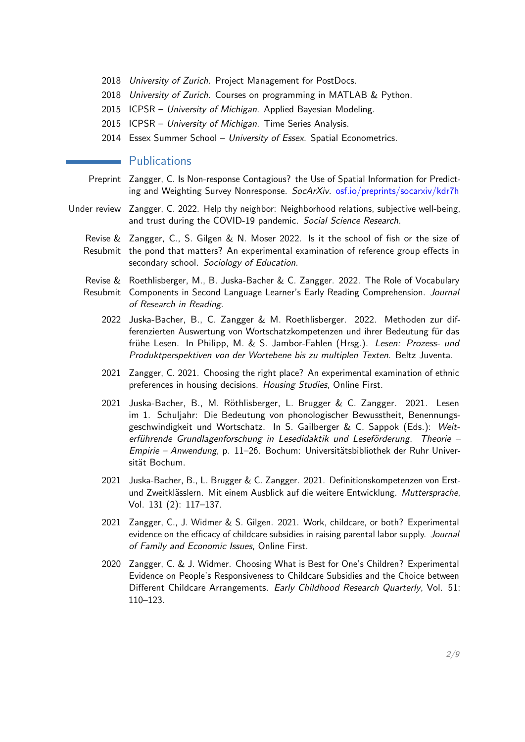2018 *University of Zurich*. Project Management for PostDocs.

2018 *University of Zurich*. Courses on programming in MATLAB & Python.

2015 ICPSR – *University of Michigan*. Applied Bayesian Modeling.

2015 ICPSR – *University of Michigan*. Time Series Analysis.

2014 Essex Summer School – *University of Essex*. Spatial Econometrics.

## Publications

**Preprint** Zangger, C. Is Non-response Contagious? the Use of Spatial Information for Predicting and Weighting Survey Nonresponse. *SocArXiv*. osf.io/preprints/socarxiv/kdr7h

**Under review** Zangger, C. 2022. Help thy neighbor: Neighborhood relations, subjective well-being, and trust during the COVID-19 pandemic. *Social Science Research*.

**Revise & Resubmit** Zangger, C., S. Gilgen & N. Moser 2022. Is it the school of fish or the size of the pond that matters? An experimental examination of reference group effects in secondary school. *Sociology of Education*.

**Revise & Resubmit** Roethlisberger, M., B. Juska-Bacher & C. Zangger. 2022. The Role of Vocabulary Components in Second Language Learner's Early Reading Comprehension. *Journal of Research in Reading*.

**2022** Juska-Bacher, B., C. Zangger & M. Roethlisberger. 2022. Methoden zur differenzierten Auswertung von Wortschatzkompetenzen und ihrer Bedeutung für das frühe Lesen. In Philipp, M. & S. Jambor-Fahlen (Hrsg.). *Lesen: Prozess- und Produktperspektiven von der Wortebene bis zu multiplen Texten*. Beltz Juventa.

**2021** Zangger, C. 2021. Choosing the right place? An experimental examination of ethnic preferences in housing decisions. *Housing Studies*, Online First.

**2021** Juska-Bacher, B., M. Röthlisberger, L. Brugger & C. Zangger. 2021. Lesen im 1. Schuljahr: Die Bedeutung von phonologischer Bewusstheit, Benennungsgeschwindigkeit und Wortschatz. In S. Gailberger & C. Sappok (Eds.): *Weiterführende Grundlagenforschung in Lesedidaktik und Leseförderung. Theorie – Empirie – Anwendung*, p. 11–26. Bochum: Universitätsbibliothek der Ruhr Universität Bochum.

**2021** Juska-Bacher, B., L. Brugger & C. Zangger. 2021. Definitionskompetenzen von Erst- und Zweitklässlern. Mit einem Ausblick auf die weitere Entwicklung. *Muttersprache*, Vol. 131 (2): 117–137.

**2021** Zangger, C., J. Widmer & S. Gilgen. 2021. Work, childcare, or both? Experimental evidence on the efficacy of childcare subsidies in raising parental labor supply. *Journal of Family and Economic Issues*, Online First.

**2020** Zangger, C. & J. Widmer. Choosing What is Best for One's Children? Experimental Evidence on People's Responsiveness to Childcare Subsidies and the Choice between Different Childcare Arrangements. *Early Childhood Research Quarterly*, Vol. 51: 110–123.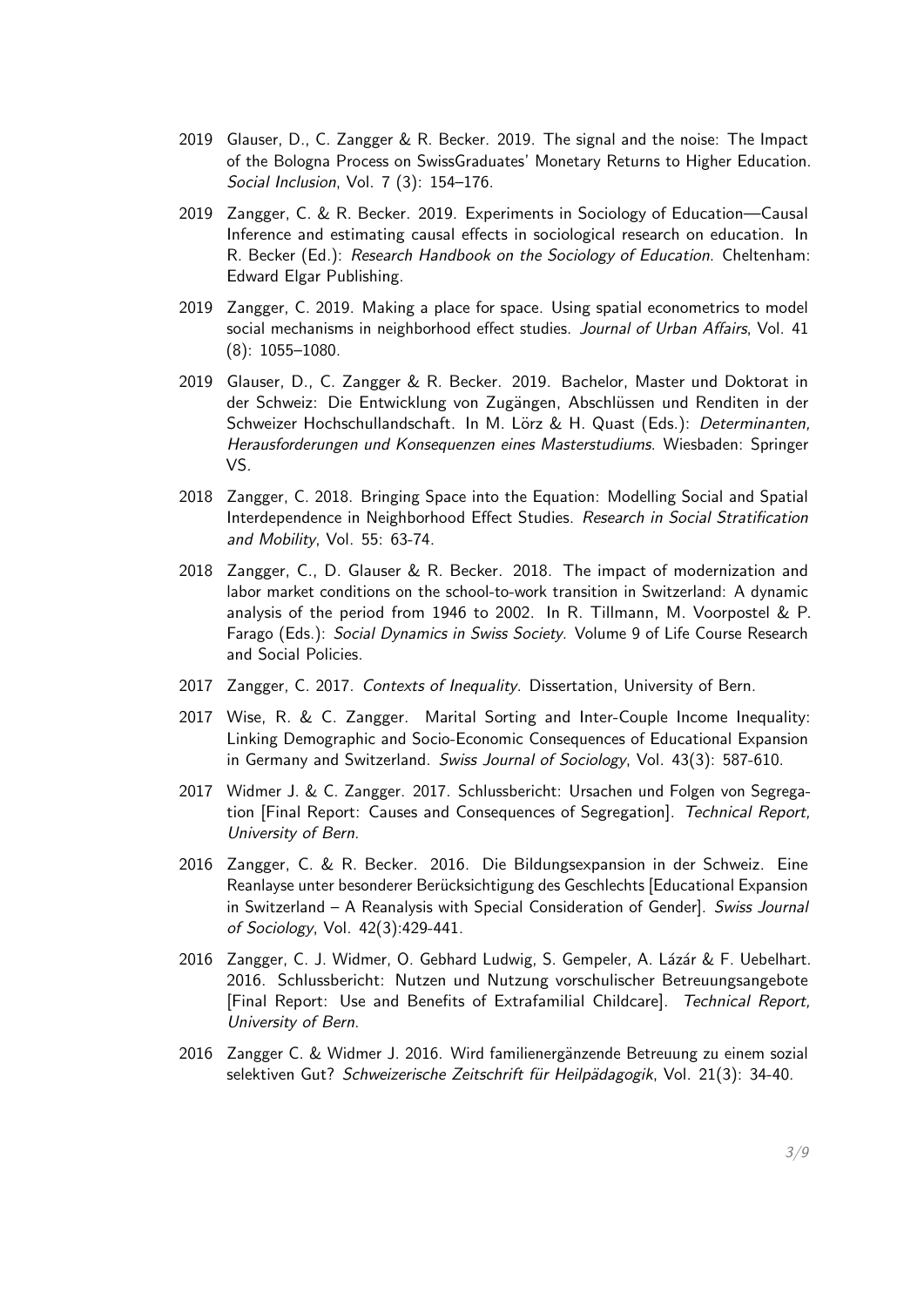2019 Glauser, D., C. Zangger & R. Becker. 2019. The signal and the noise: The Impact of the Bologna Process on SwissGraduates' Monetary Returns to Higher Education. *Social Inclusion*, Vol. 7 (3): 154–176.

2019 Zangger, C. & R. Becker. 2019. Experiments in Sociology of Education—Causal Inference and estimating causal effects in sociological research on education. In R. Becker (Ed.): *Research Handbook on the Sociology of Education*. Cheltenham: Edward Elgar Publishing.

2019 Zangger, C. 2019. Making a place for space. Using spatial econometrics to model social mechanisms in neighborhood effect studies. *Journal of Urban Affairs*, Vol. 41 (8): 1055–1080.

2019 Glauser, D., C. Zangger & R. Becker. 2019. Bachelor, Master und Doktorat in der Schweiz: Die Entwicklung von Zugängen, Abschlüssen und Renditen in der Schweizer Hochschullandschaft. In M. Lörz & H. Quast (Eds.): *Determinanten, Herausforderungen und Konsequenzen eines Masterstudiums*. Wiesbaden: Springer VS.

2018 Zangger, C. 2018. Bringing Space into the Equation: Modelling Social and Spatial Interdependence in Neighborhood Effect Studies. *Research in Social Stratification and Mobility*, Vol. 55: 63-74.

2018 Zangger, C., D. Glauser & R. Becker. 2018. The impact of modernization and labor market conditions on the school-to-work transition in Switzerland: A dynamic analysis of the period from 1946 to 2002. In R. Tillmann, M. Voorpostel & P. Farago (Eds.): *Social Dynamics in Swiss Society*. Volume 9 of Life Course Research and Social Policies.

2017 Zangger, C. 2017. *Contexts of Inequality*. Dissertation, University of Bern.

2017 Wise, R. & C. Zangger. Marital Sorting and Inter-Couple Income Inequality: Linking Demographic and Socio-Economic Consequences of Educational Expansion in Germany and Switzerland. *Swiss Journal of Sociology*, Vol. 43(3): 587-610.

2017 Widmer J. & C. Zangger. 2017. Schlussbericht: Ursachen und Folgen von Segregation [Final Report: Causes and Consequences of Segregation]. *Technical Report, University of Bern*.

2016 Zangger, C. & R. Becker. 2016. Die Bildungsexpansion in der Schweiz. Eine Reanlayse unter besonderer Berücksichtigung des Geschlechts [Educational Expansion in Switzerland – A Reanalysis with Special Consideration of Gender]. *Swiss Journal of Sociology*, Vol. 42(3):429-441.

2016 Zangger, C. J. Widmer, O. Gebhard Ludwig, S. Gempeler, A. Lázár & F. Uebelhart. 2016. Schlussbericht: Nutzen und Nutzung vorschulischer Betreuungsangebote [Final Report: Use and Benefits of Extrafamilial Childcare]. *Technical Report, University of Bern*.

2016 Zangger C. & Widmer J. 2016. Wird familienergänzende Betreuung zu einem sozial selektiven Gut? *Schweizerische Zeitschrift für Heilpädagogik*, Vol. 21(3): 34-40.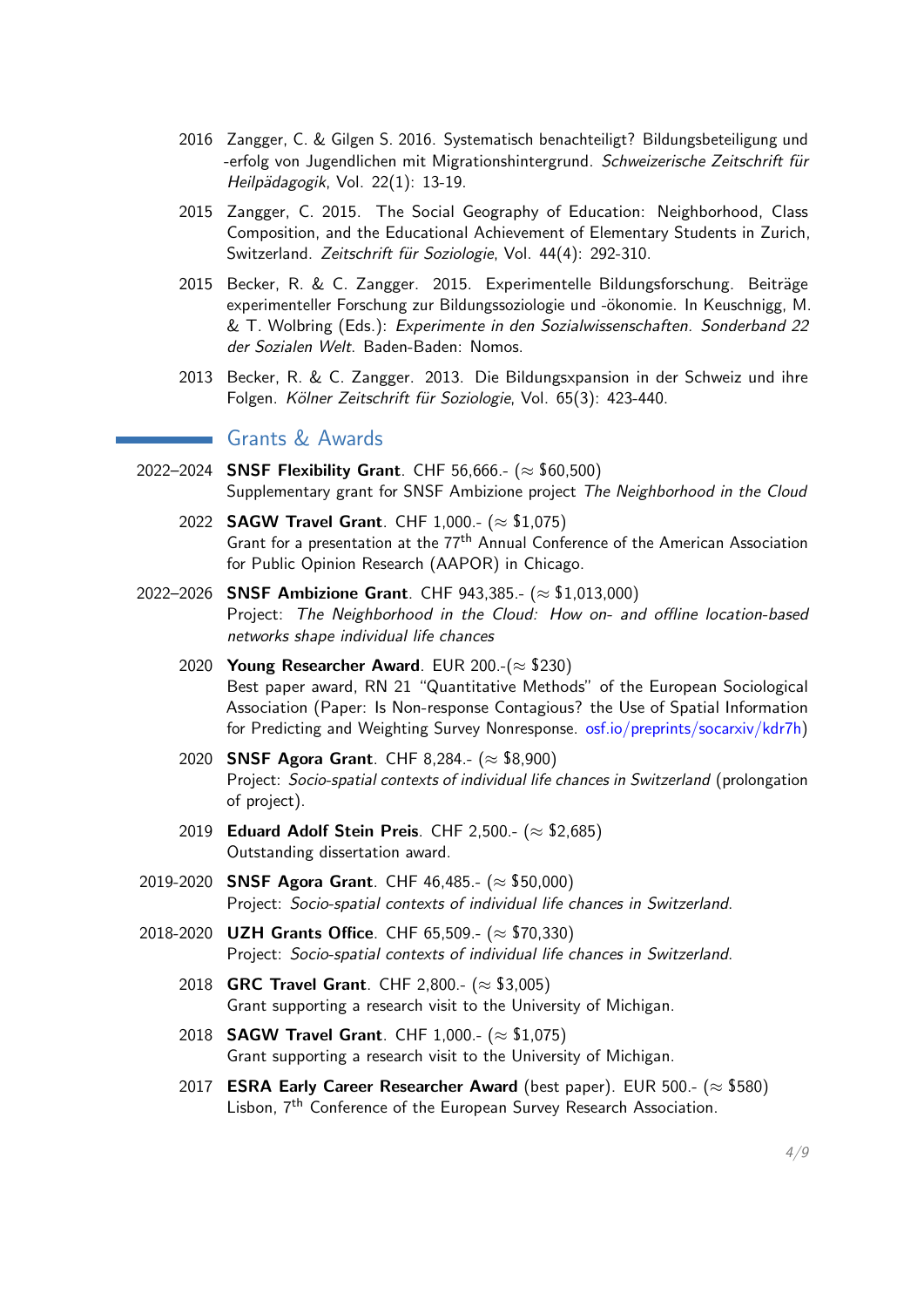2016 Zangger, C. & Gilgen S. 2016. Systematisch benachteiligt? Bildungsbeteiligung und -erfolg von Jugendlichen mit Migrationshintergrund. *Schweizerische Zeitschrift für Heilpädagogik*, Vol. 22(1): 13-19.

2015 Zangger, C. 2015. The Social Geography of Education: Neighborhood, Class Composition, and the Educational Achievement of Elementary Students in Zurich, Switzerland. *Zeitschrift für Soziologie*, Vol. 44(4): 292-310.

2015 Becker, R. & C. Zangger. 2015. Experimentelle Bildungsforschung. Beiträge experimenteller Forschung zur Bildungssoziologie und -ökonomie. In Keuschnigg, M. & T. Wolbring (Eds.): *Experimente in den Sozialwissenschaften. Sonderband 22 der Sozialen Welt*. Baden-Baden: Nomos.

2013 Becker, R. & C. Zangger. 2013. Die Bildungsxpansion in der Schweiz und ihre Folgen. *Kölner Zeitschrift für Soziologie*, Vol. 65(3): 423-440.

## Grants & Awards

2022–2024 **SNSF Flexibility Grant**. CHF 56,666.- (≈ $60,500)
Supplementary grant for SNSF Ambizione project *The Neighborhood in the Cloud*

2022 **SAGW Travel Grant**. CHF 1,000.- (≈ $1,075)
Grant for a presentation at the 77th Annual Conference of the American Association for Public Opinion Research (AAPOR) in Chicago.

2022–2026 **SNSF Ambizione Grant**. CHF 943,385.- (≈ $1,013,000)
Project: *The Neighborhood in the Cloud: How on- and offline location-based networks shape individual life chances*

2020 **Young Researcher Award**. EUR 200.-(≈ $230)
Best paper award, RN 21 "Quantitative Methods" of the European Sociological Association (Paper: Is Non-response Contagious? the Use of Spatial Information for Predicting and Weighting Survey Nonresponse. osf.io/preprints/socarxiv/kdr7h)

2020 **SNSF Agora Grant**. CHF 8,284.- (≈ $8,900)
Project: *Socio-spatial contexts of individual life chances in Switzerland* (prolongation of project).

2019 **Eduard Adolf Stein Preis**. CHF 2,500.- (≈ $2,685)
Outstanding dissertation award.

2019-2020 **SNSF Agora Grant**. CHF 46,485.- (≈ $50,000)
Project: *Socio-spatial contexts of individual life chances in Switzerland.*

2018-2020 **UZH Grants Office**. CHF 65,509.- (≈ $70,330)
Project: *Socio-spatial contexts of individual life chances in Switzerland.*

2018 **GRC Travel Grant**. CHF 2,800.- (≈ $3,005)
Grant supporting a research visit to the University of Michigan.

2018 **SAGW Travel Grant**. CHF 1,000.- (≈ $1,075)
Grant supporting a research visit to the University of Michigan.

2017 **ESRA Early Career Researcher Award** (best paper). EUR 500.- (≈ $580)
Lisbon, 7th Conference of the European Survey Research Association.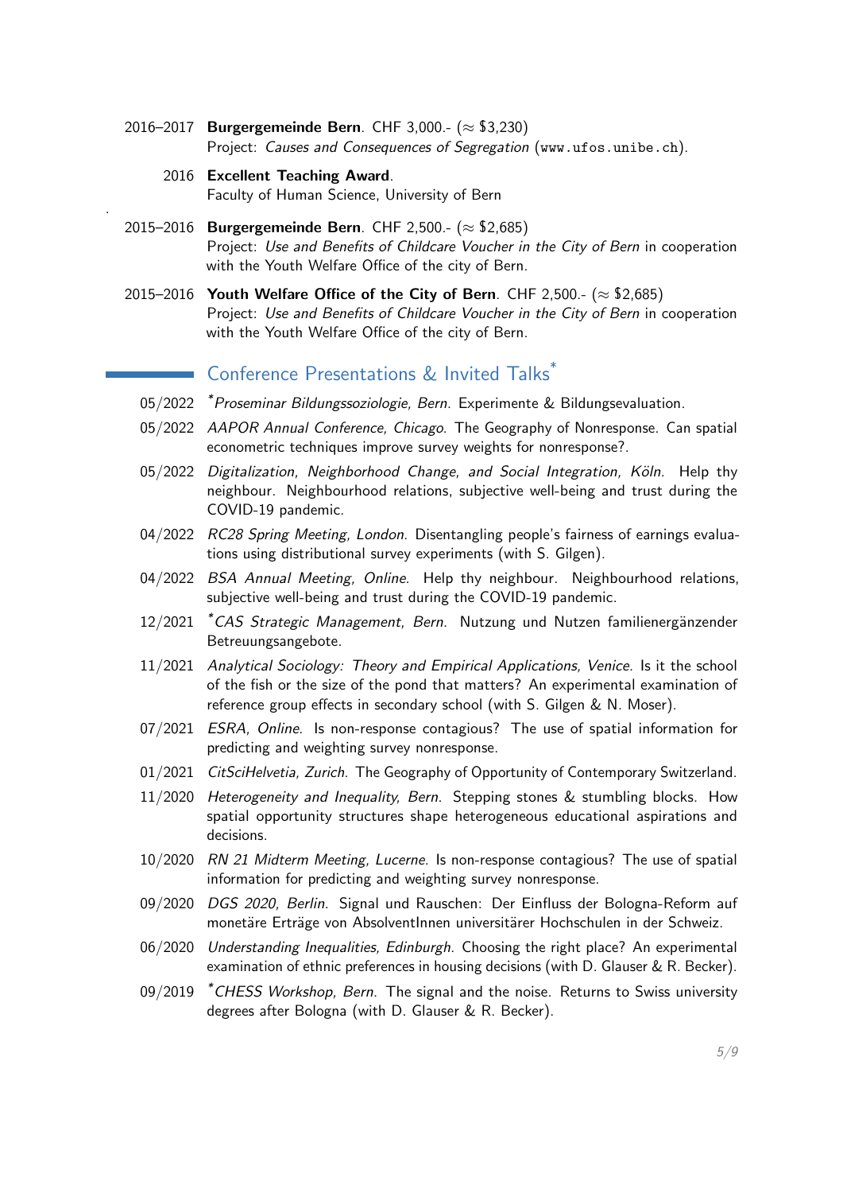- 2016–2017 **Burgergemeinde Bern**. CHF 3,000.- (≈ $3,230)
  Project: *Causes and Consequences of Segregation* (www.ufos.unibe.ch).
- 2016 **Excellent Teaching Award**.
  Faculty of Human Science, University of Bern
- 2015–2016 **Burgergemeinde Bern**. CHF 2,500.- (≈ $2,685)
  Project: *Use and Benefits of Childcare Voucher in the City of Bern* in cooperation with the Youth Welfare Office of the city of Bern.
- 2015–2016 **Youth Welfare Office of the City of Bern**. CHF 2,500.- (≈ $2,685)
  Project: *Use and Benefits of Childcare Voucher in the City of Bern* in cooperation with the Youth Welfare Office of the city of Bern.

## Conference Presentations & Invited Talks*

- 05/2022 *\*Proseminar Bildungssoziologie, Bern*. Experimente & Bildungsevaluation.
- 05/2022 *AAPOR Annual Conference, Chicago*. The Geography of Nonresponse. Can spatial econometric techniques improve survey weights for nonresponse?.
- 05/2022 *Digitalization, Neighborhood Change, and Social Integration, Köln*. Help thy neighbour. Neighbourhood relations, subjective well-being and trust during the COVID-19 pandemic.
- 04/2022 *RC28 Spring Meeting, London*. Disentangling people's fairness of earnings evaluations using distributional survey experiments (with S. Gilgen).
- 04/2022 *BSA Annual Meeting, Online*. Help thy neighbour. Neighbourhood relations, subjective well-being and trust during the COVID-19 pandemic.
- 12/2021 *\*CAS Strategic Management, Bern*. Nutzung und Nutzen familienergänzender Betreuungsangebote.
- 11/2021 *Analytical Sociology: Theory and Empirical Applications, Venice*. Is it the school of the fish or the size of the pond that matters? An experimental examination of reference group effects in secondary school (with S. Gilgen & N. Moser).
- 07/2021 *ESRA, Online*. Is non-response contagious? The use of spatial information for predicting and weighting survey nonresponse.
- 01/2021 *CitSciHelvetia, Zurich*. The Geography of Opportunity of Contemporary Switzerland.
- 11/2020 *Heterogeneity and Inequality, Bern*. Stepping stones & stumbling blocks. How spatial opportunity structures shape heterogeneous educational aspirations and decisions.
- 10/2020 *RN 21 Midterm Meeting, Lucerne*. Is non-response contagious? The use of spatial information for predicting and weighting survey nonresponse.
- 09/2020 *DGS 2020, Berlin*. Signal und Rauschen: Der Einfluss der Bologna-Reform auf monetäre Erträge von AbsolventInnen universitärer Hochschulen in der Schweiz.
- 06/2020 *Understanding Inequalities, Edinburgh*. Choosing the right place? An experimental examination of ethnic preferences in housing decisions (with D. Glauser & R. Becker).
- 09/2019 *\*CHESS Workshop, Bern*. The signal and the noise. Returns to Swiss university degrees after Bologna (with D. Glauser & R. Becker).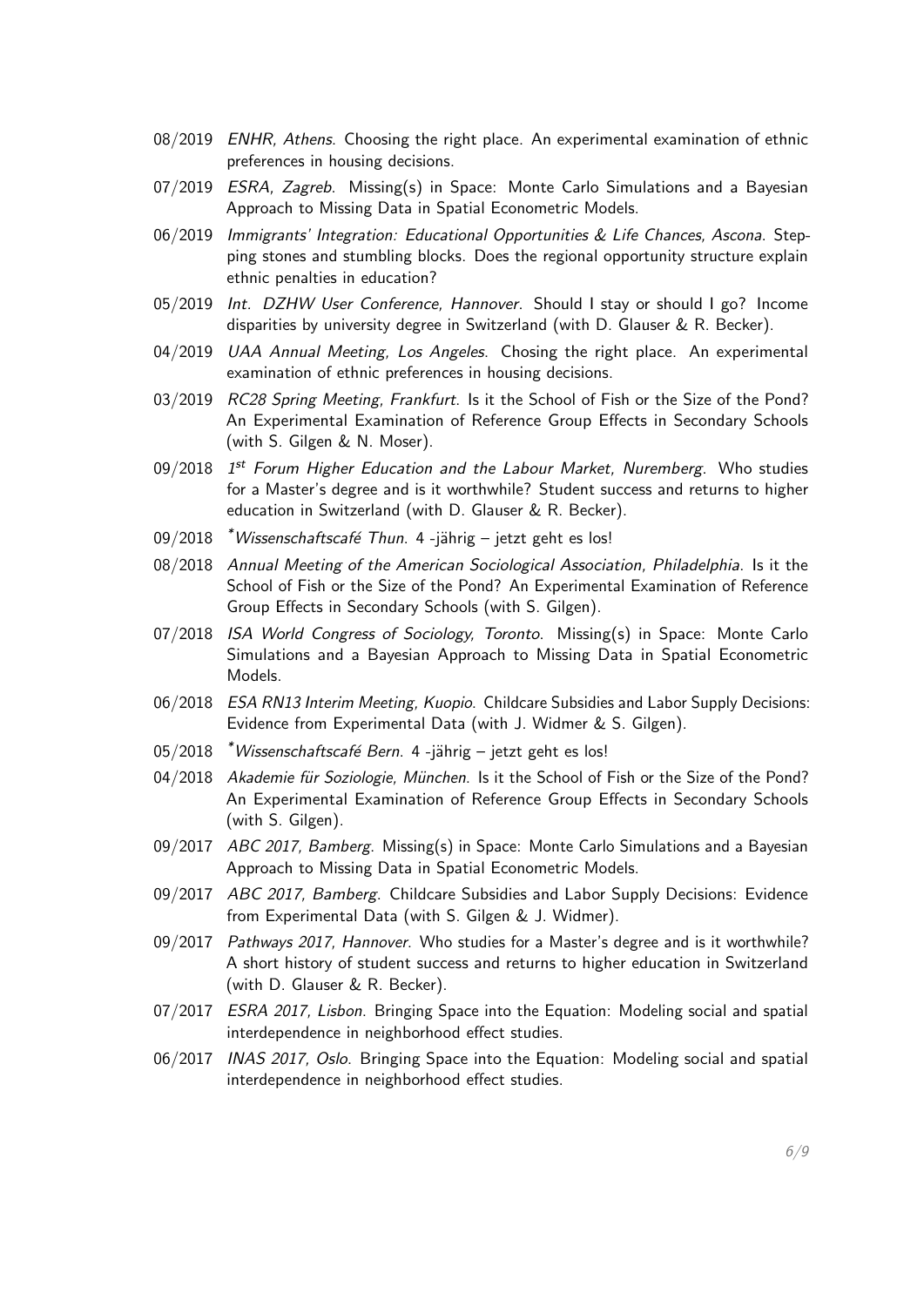08/2019 *ENHR, Athens*. Choosing the right place. An experimental examination of ethnic preferences in housing decisions.

07/2019 *ESRA, Zagreb*. Missing(s) in Space: Monte Carlo Simulations and a Bayesian Approach to Missing Data in Spatial Econometric Models.

06/2019 *Immigrants' Integration: Educational Opportunities & Life Chances, Ascona*. Stepping stones and stumbling blocks. Does the regional opportunity structure explain ethnic penalties in education?

05/2019 *Int. DZHW User Conference, Hannover*. Should I stay or should I go? Income disparities by university degree in Switzerland (with D. Glauser & R. Becker).

04/2019 *UAA Annual Meeting, Los Angeles*. Chosing the right place. An experimental examination of ethnic preferences in housing decisions.

03/2019 *RC28 Spring Meeting, Frankfurt*. Is it the School of Fish or the Size of the Pond? An Experimental Examination of Reference Group Effects in Secondary Schools (with S. Gilgen & N. Moser).

09/2018 *1st Forum Higher Education and the Labour Market, Nuremberg*. Who studies for a Master's degree and is it worthwhile? Student success and returns to higher education in Switzerland (with D. Glauser & R. Becker).

09/2018 **Wissenschaftscafé Thun*. 4 -jährig – jetzt geht es los!

08/2018 *Annual Meeting of the American Sociological Association, Philadelphia*. Is it the School of Fish or the Size of the Pond? An Experimental Examination of Reference Group Effects in Secondary Schools (with S. Gilgen).

07/2018 *ISA World Congress of Sociology, Toronto*. Missing(s) in Space: Monte Carlo Simulations and a Bayesian Approach to Missing Data in Spatial Econometric Models.

06/2018 *ESA RN13 Interim Meeting, Kuopio*. Childcare Subsidies and Labor Supply Decisions: Evidence from Experimental Data (with J. Widmer & S. Gilgen).

05/2018 **Wissenschaftscafé Bern*. 4 -jährig – jetzt geht es los!

04/2018 *Akademie für Soziologie, München*. Is it the School of Fish or the Size of the Pond? An Experimental Examination of Reference Group Effects in Secondary Schools (with S. Gilgen).

09/2017 *ABC 2017, Bamberg*. Missing(s) in Space: Monte Carlo Simulations and a Bayesian Approach to Missing Data in Spatial Econometric Models.

09/2017 *ABC 2017, Bamberg*. Childcare Subsidies and Labor Supply Decisions: Evidence from Experimental Data (with S. Gilgen & J. Widmer).

09/2017 *Pathways 2017, Hannover*. Who studies for a Master's degree and is it worthwhile? A short history of student success and returns to higher education in Switzerland (with D. Glauser & R. Becker).

07/2017 *ESRA 2017, Lisbon*. Bringing Space into the Equation: Modeling social and spatial interdependence in neighborhood effect studies.

06/2017 *INAS 2017, Oslo*. Bringing Space into the Equation: Modeling social and spatial interdependence in neighborhood effect studies.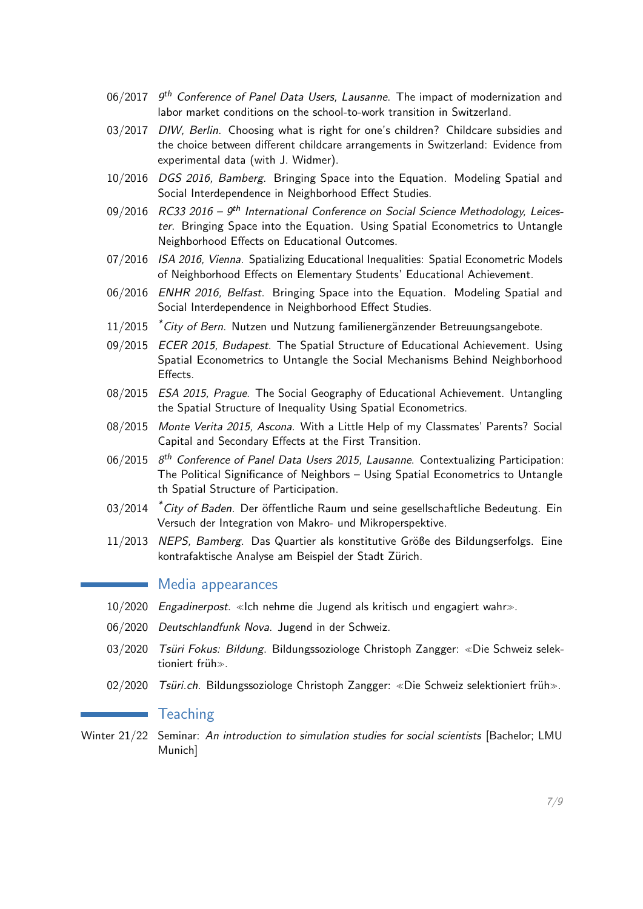- 06/2017 *9th Conference of Panel Data Users, Lausanne*. The impact of modernization and labor market conditions on the school-to-work transition in Switzerland.
- 03/2017 *DIW, Berlin*. Choosing what is right for one's children? Childcare subsidies and the choice between different childcare arrangements in Switzerland: Evidence from experimental data (with J. Widmer).
- 10/2016 *DGS 2016, Bamberg*. Bringing Space into the Equation. Modeling Spatial and Social Interdependence in Neighborhood Effect Studies.
- 09/2016 *RC33 2016 – 9th International Conference on Social Science Methodology, Leicester*. Bringing Space into the Equation. Using Spatial Econometrics to Untangle Neighborhood Effects on Educational Outcomes.
- 07/2016 *ISA 2016, Vienna*. Spatializing Educational Inequalities: Spatial Econometric Models of Neighborhood Effects on Elementary Students' Educational Achievement.
- 06/2016 *ENHR 2016, Belfast*. Bringing Space into the Equation. Modeling Spatial and Social Interdependence in Neighborhood Effect Studies.
- 11/2015 **City of Bern*. Nutzen und Nutzung familienergänzender Betreuungsangebote.
- 09/2015 *ECER 2015, Budapest*. The Spatial Structure of Educational Achievement. Using Spatial Econometrics to Untangle the Social Mechanisms Behind Neighborhood Effects.
- 08/2015 *ESA 2015, Prague*. The Social Geography of Educational Achievement. Untangling the Spatial Structure of Inequality Using Spatial Econometrics.
- 08/2015 *Monte Verita 2015, Ascona*. With a Little Help of my Classmates' Parents? Social Capital and Secondary Effects at the First Transition.
- 06/2015 *8th Conference of Panel Data Users 2015, Lausanne*. Contextualizing Participation: The Political Significance of Neighbors – Using Spatial Econometrics to Untangle th Spatial Structure of Participation.
- 03/2014 **City of Baden*. Der öffentliche Raum und seine gesellschaftliche Bedeutung. Ein Versuch der Integration von Makro- und Mikroperspektive.
- 11/2013 *NEPS, Bamberg*. Das Quartier als konstitutive Größe des Bildungserfolgs. Eine kontrafaktische Analyse am Beispiel der Stadt Zürich.

## Media appearances

- 10/2020 *Engadinerpost*. ≪Ich nehme die Jugend als kritisch und engagiert wahr≫.
- 06/2020 *Deutschlandfunk Nova*. Jugend in der Schweiz.
- 03/2020 *Tsüri Fokus: Bildung*. Bildungssoziologe Christoph Zangger: ≪Die Schweiz selektioniert früh≫.
- 02/2020 *Tsüri.ch*. Bildungssoziologe Christoph Zangger: ≪Die Schweiz selektioniert früh≫.

## Teaching

- Winter 21/22 Seminar: *An introduction to simulation studies for social scientists* [Bachelor; LMU Munich]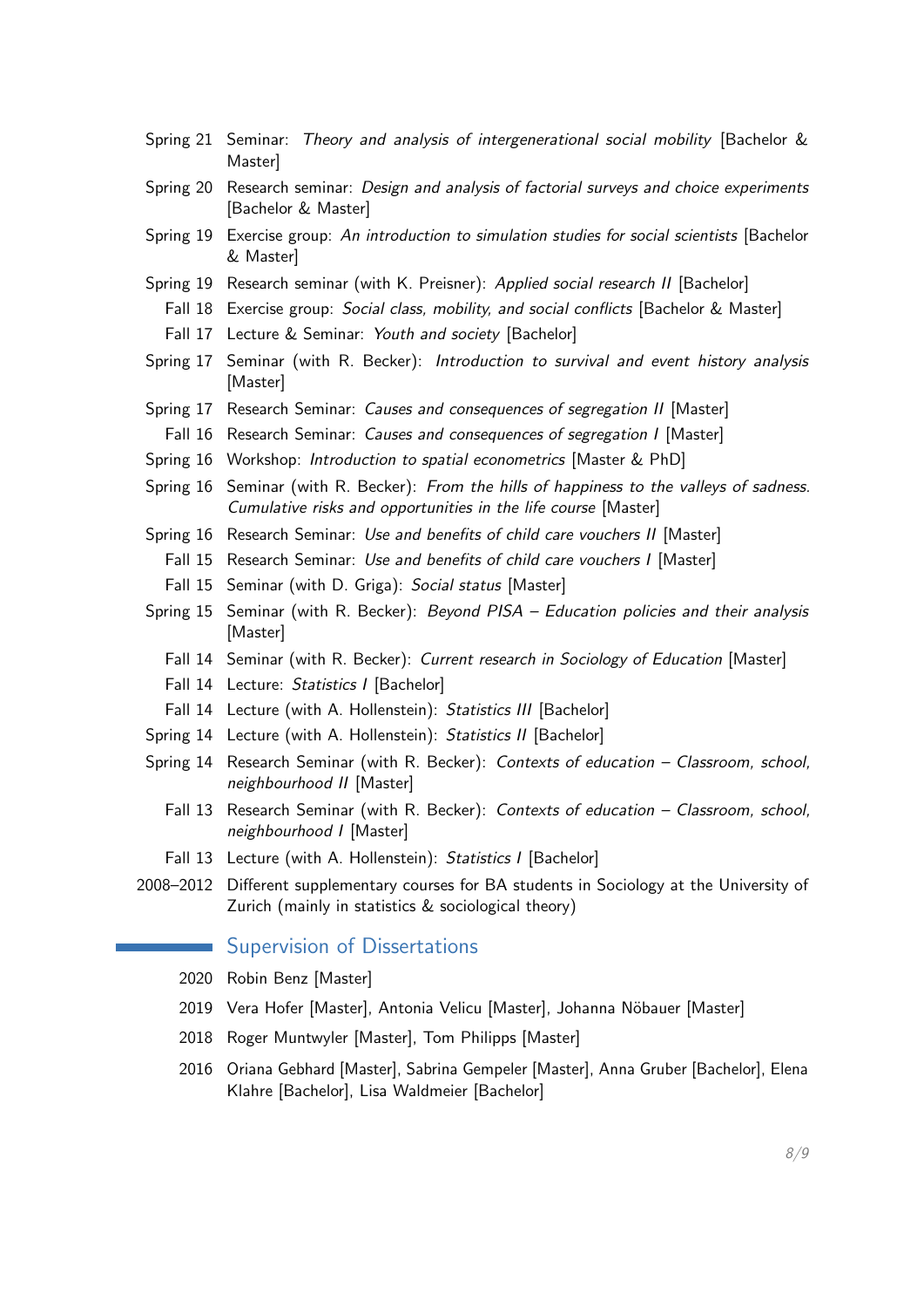Spring 21 Seminar: *Theory and analysis of intergenerational social mobility* [Bachelor & Master]

Spring 20 Research seminar: *Design and analysis of factorial surveys and choice experiments* [Bachelor & Master]

Spring 19 Exercise group: *An introduction to simulation studies for social scientists* [Bachelor & Master]

Spring 19 Research seminar (with K. Preisner): *Applied social research II* [Bachelor]

Fall 18 Exercise group: *Social class, mobility, and social conflicts* [Bachelor & Master]

Fall 17 Lecture & Seminar: *Youth and society* [Bachelor]

Spring 17 Seminar (with R. Becker): *Introduction to survival and event history analysis* [Master]

Spring 17 Research Seminar: *Causes and consequences of segregation II* [Master]

Fall 16 Research Seminar: *Causes and consequences of segregation I* [Master]

Spring 16 Workshop: *Introduction to spatial econometrics* [Master & PhD]

Spring 16 Seminar (with R. Becker): *From the hills of happiness to the valleys of sadness. Cumulative risks and opportunities in the life course* [Master]

Spring 16 Research Seminar: *Use and benefits of child care vouchers II* [Master]

Fall 15 Research Seminar: *Use and benefits of child care vouchers I* [Master]

Fall 15 Seminar (with D. Griga): *Social status* [Master]

Spring 15 Seminar (with R. Becker): *Beyond PISA – Education policies and their analysis* [Master]

Fall 14 Seminar (with R. Becker): *Current research in Sociology of Education* [Master]

Fall 14 Lecture: *Statistics I* [Bachelor]

Fall 14 Lecture (with A. Hollenstein): *Statistics III* [Bachelor]

Spring 14 Lecture (with A. Hollenstein): *Statistics II* [Bachelor]

Spring 14 Research Seminar (with R. Becker): *Contexts of education – Classroom, school, neighbourhood II* [Master]

Fall 13 Research Seminar (with R. Becker): *Contexts of education – Classroom, school, neighbourhood I* [Master]

Fall 13 Lecture (with A. Hollenstein): *Statistics I* [Bachelor]

2008–2012 Different supplementary courses for BA students in Sociology at the University of Zurich (mainly in statistics & sociological theory)

## Supervision of Dissertations

2020 Robin Benz [Master]

2019 Vera Hofer [Master], Antonia Velicu [Master], Johanna Nöbauer [Master]

2018 Roger Muntwyler [Master], Tom Philipps [Master]

2016 Oriana Gebhard [Master], Sabrina Gempeler [Master], Anna Gruber [Bachelor], Elena Klahre [Bachelor], Lisa Waldmeier [Bachelor]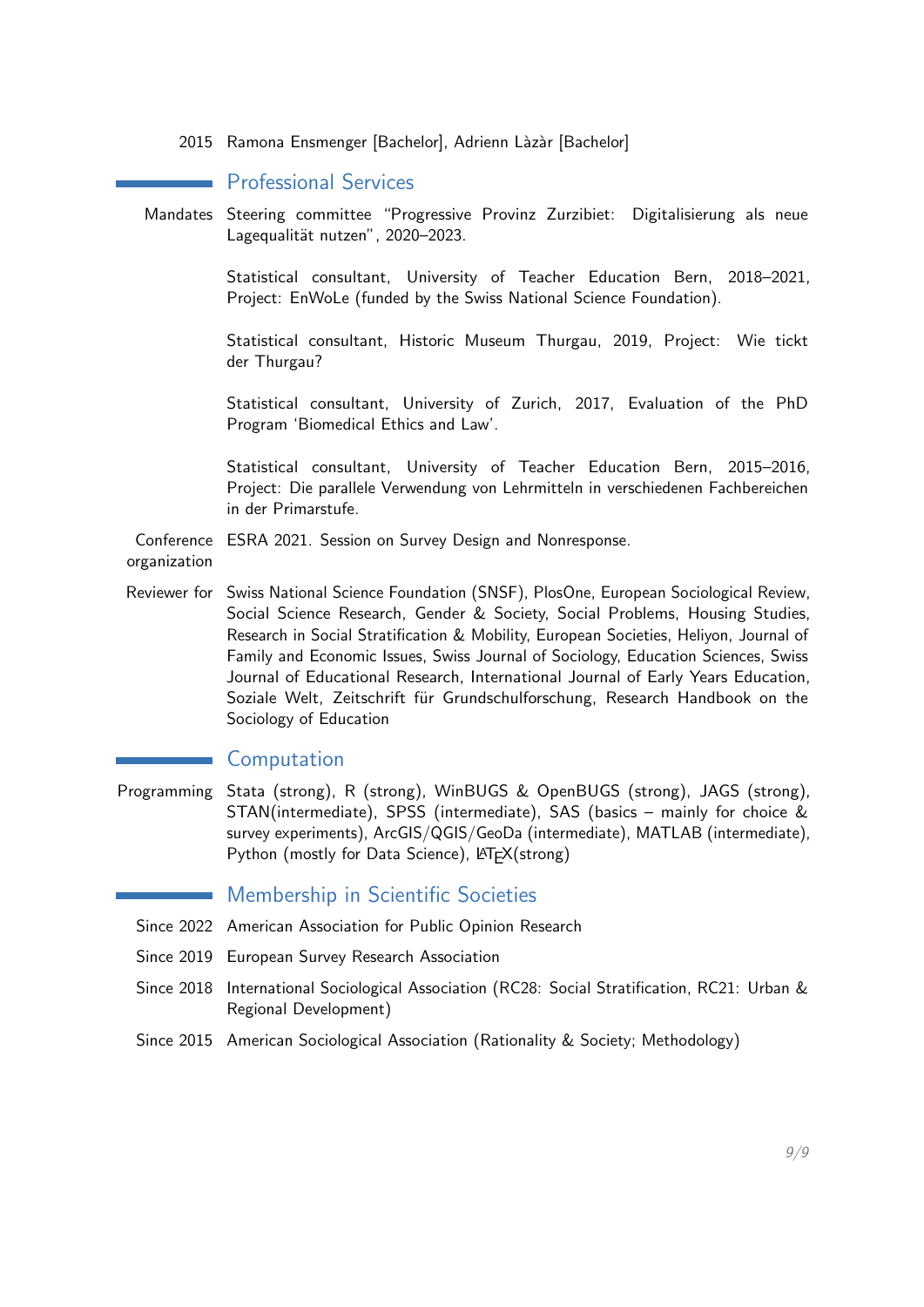2015 Ramona Ensmenger [Bachelor], Adrienn Làzàr [Bachelor]

## Professional Services

**Mandates**

Steering committee "Progressive Provinz Zurzibiet: Digitalisierung als neue Lagequalität nutzen", 2020–2023.

Statistical consultant, University of Teacher Education Bern, 2018–2021, Project: EnWoLe (funded by the Swiss National Science Foundation).

Statistical consultant, Historic Museum Thurgau, 2019, Project: Wie tickt der Thurgau?

Statistical consultant, University of Zurich, 2017, Evaluation of the PhD Program 'Biomedical Ethics and Law'.

Statistical consultant, University of Teacher Education Bern, 2015–2016, Project: Die parallele Verwendung von Lehrmitteln in verschiedenen Fachbereichen in der Primarstufe.

**Conference organization**

ESRA 2021. Session on Survey Design and Nonresponse.

**Reviewer for**

Swiss National Science Foundation (SNSF), PlosOne, European Sociological Review, Social Science Research, Gender & Society, Social Problems, Housing Studies, Research in Social Stratification & Mobility, European Societies, Heliyon, Journal of Family and Economic Issues, Swiss Journal of Sociology, Education Sciences, Swiss Journal of Educational Research, International Journal of Early Years Education, Soziale Welt, Zeitschrift für Grundschulforschung, Research Handbook on the Sociology of Education

## Computation

**Programming**

Stata (strong), R (strong), WinBUGS & OpenBUGS (strong), JAGS (strong), STAN(intermediate), SPSS (intermediate), SAS (basics – mainly for choice & survey experiments), ArcGIS/QGIS/GeoDa (intermediate), MATLAB (intermediate), Python (mostly for Data Science), LaTeX(strong)

## Membership in Scientific Societies

Since 2022 American Association for Public Opinion Research

Since 2019 European Survey Research Association

Since 2018 International Sociological Association (RC28: Social Stratification, RC21: Urban & Regional Development)

Since 2015 American Sociological Association (Rationality & Society; Methodology)